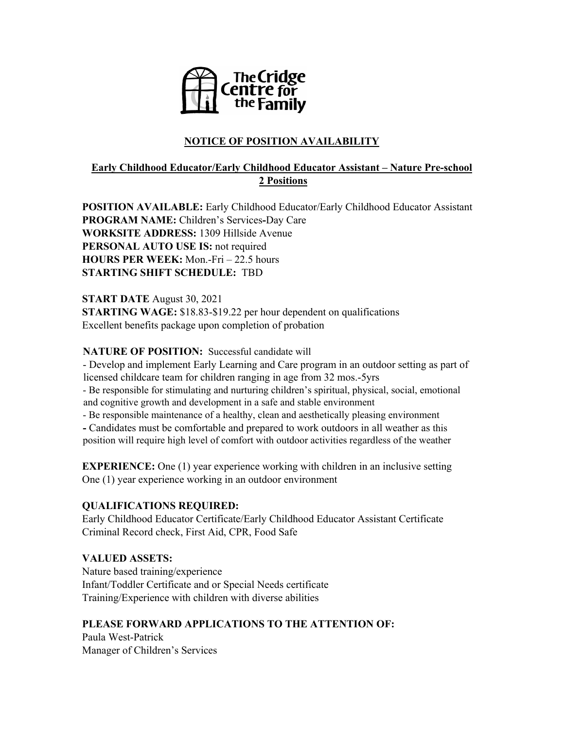The Cridge Centre for the Family

## NOTICE OF POSITION AVAILABILITY

### Early Childhood Educator/Early Childhood Educator Assistant – Nature Pre-school 2 Positions

**POSITION AVAILABLE:** Early Childhood Educator/Early Childhood Educator Assistant
**PROGRAM NAME:** Children's Services-Day Care
**WORKSITE ADDRESS:** 1309 Hillside Avenue
**PERSONAL AUTO USE IS:** not required
**HOURS PER WEEK:** Mon.-Fri – 22.5 hours
**STARTING SHIFT SCHEDULE:** TBD

**START DATE** August 30, 2021
**STARTING WAGE:** $18.83-$19.22 per hour dependent on qualifications
Excellent benefits package upon completion of probation

**NATURE OF POSITION:** Successful candidate will

- Develop and implement Early Learning and Care program in an outdoor setting as part of licensed childcare team for children ranging in age from 32 mos.-5yrs
- Be responsible for stimulating and nurturing children's spiritual, physical, social, emotional and cognitive growth and development in a safe and stable environment
- Be responsible maintenance of a healthy, clean and aesthetically pleasing environment
- Candidates must be comfortable and prepared to work outdoors in all weather as this position will require high level of comfort with outdoor activities regardless of the weather

**EXPERIENCE:** One (1) year experience working with children in an inclusive setting
One (1) year experience working in an outdoor environment

**QUALIFICATIONS REQUIRED:**
Early Childhood Educator Certificate/Early Childhood Educator Assistant Certificate
Criminal Record check, First Aid, CPR, Food Safe

**VALUED ASSETS:**
Nature based training/experience
Infant/Toddler Certificate and or Special Needs certificate
Training/Experience with children with diverse abilities

**PLEASE FORWARD APPLICATIONS TO THE ATTENTION OF:**
Paula West-Patrick
Manager of Children's Services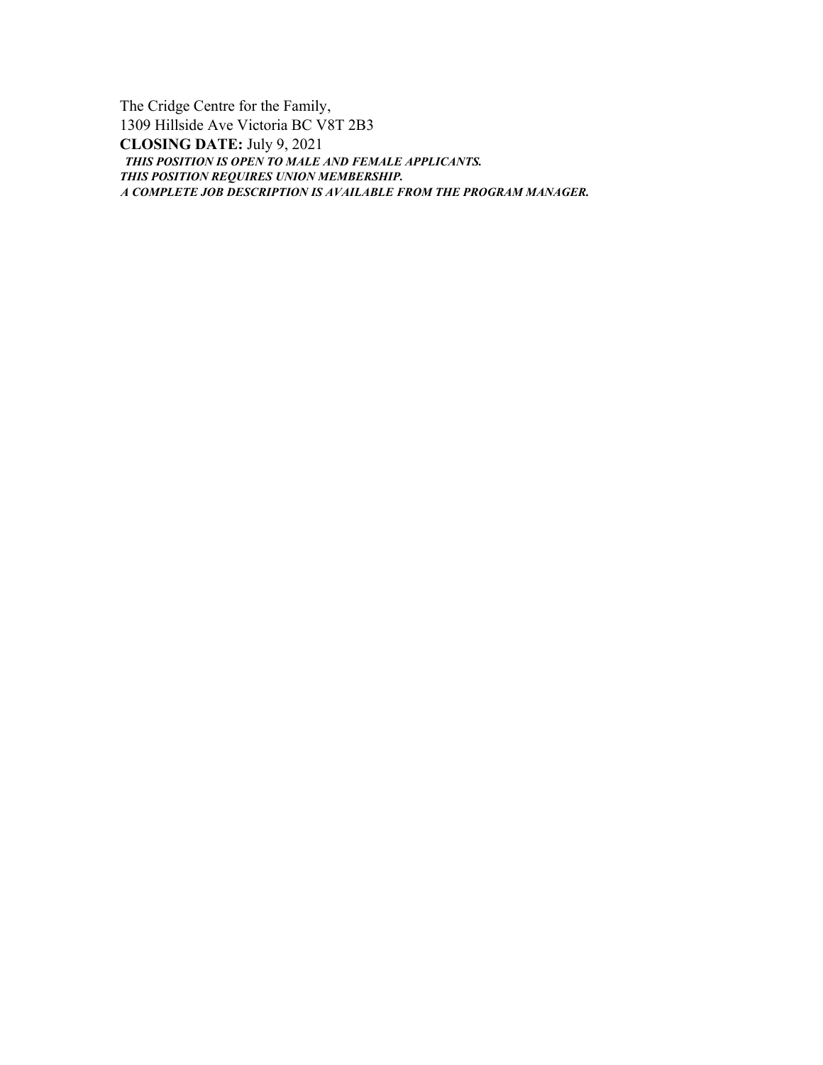The Cridge Centre for the Family,
1309 Hillside Ave Victoria BC V8T 2B3
**CLOSING DATE:** July 9, 2021
***THIS POSITION IS OPEN TO MALE AND FEMALE APPLICANTS.***
***THIS POSITION REQUIRES UNION MEMBERSHIP.***
***A COMPLETE JOB DESCRIPTION IS AVAILABLE FROM THE PROGRAM MANAGER.***